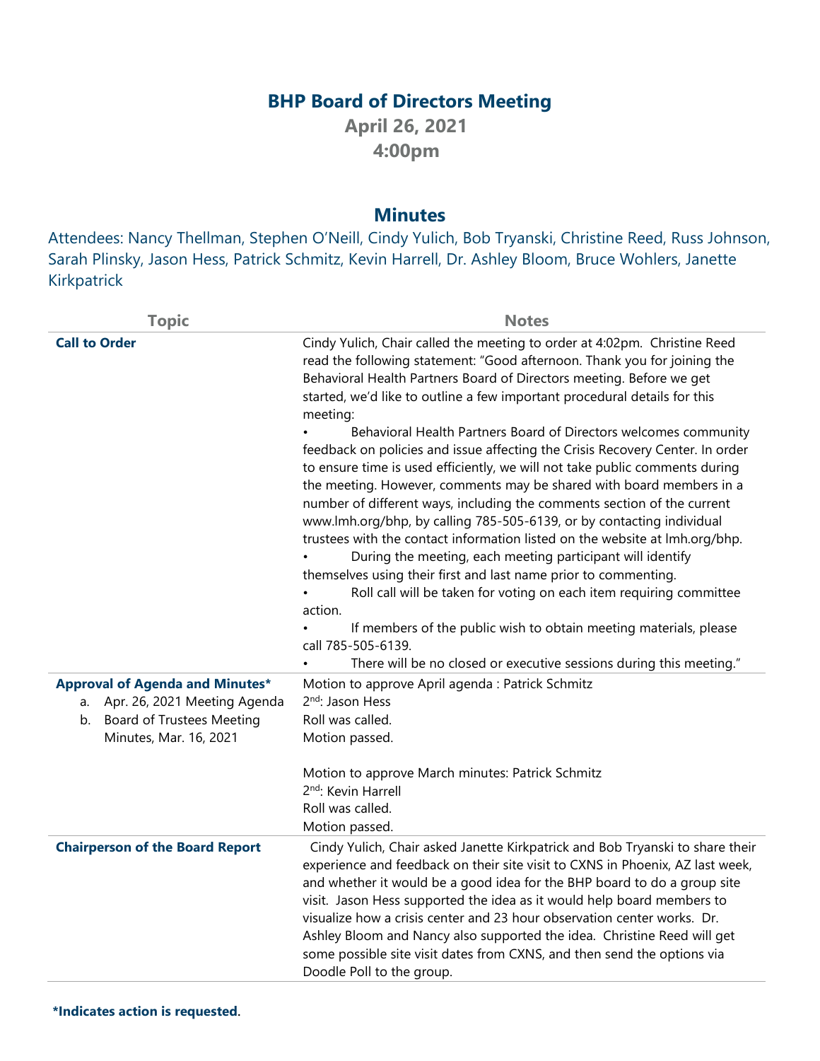# BHP Board of Directors Meeting

**April 26, 2021**

**4:00pm**

## Minutes

Attendees: Nancy Thellman, Stephen O'Neill, Cindy Yulich, Bob Tryanski, Christine Reed, Russ Johnson, Sarah Plinsky, Jason Hess, Patrick Schmitz, Kevin Harrell, Dr. Ashley Bloom, Bruce Wohlers, Janette Kirkpatrick

| Topic | Notes |
|---|---|
| **Call to Order** | Cindy Yulich, Chair called the meeting to order at 4:02pm. Christine Reed read the following statement: "Good afternoon. Thank you for joining the Behavioral Health Partners Board of Directors meeting. Before we get started, we'd like to outline a few important procedural details for this meeting:<br>• Behavioral Health Partners Board of Directors welcomes community feedback on policies and issue affecting the Crisis Recovery Center. In order to ensure time is used efficiently, we will not take public comments during the meeting. However, comments may be shared with board members in a number of different ways, including the comments section of the current www.lmh.org/bhp, by calling 785-505-6139, or by contacting individual trustees with the contact information listed on the website at lmh.org/bhp.<br>• During the meeting, each meeting participant will identify themselves using their first and last name prior to commenting.<br>• Roll call will be taken for voting on each item requiring committee action.<br>• If members of the public wish to obtain meeting materials, please call 785-505-6139.<br>• There will be no closed or executive sessions during this meeting." |
| **Approval of Agenda and Minutes***<br>a. Apr. 26, 2021 Meeting Agenda<br>b. Board of Trustees Meeting Minutes, Mar. 16, 2021 | Motion to approve April agenda : Patrick Schmitz<br>2nd: Jason Hess<br>Roll was called.<br>Motion passed.<br><br>Motion to approve March minutes: Patrick Schmitz<br>2nd: Kevin Harrell<br>Roll was called.<br>Motion passed. |
| **Chairperson of the Board Report** | Cindy Yulich, Chair asked Janette Kirkpatrick and Bob Tryanski to share their experience and feedback on their site visit to CXNS in Phoenix, AZ last week, and whether it would be a good idea for the BHP board to do a group site visit. Jason Hess supported the idea as it would help board members to visualize how a crisis center and 23 hour observation center works. Dr. Ashley Bloom and Nancy also supported the idea. Christine Reed will get some possible site visit dates from CXNS, and then send the options via Doodle Poll to the group. |

**\*Indicates action is requested.**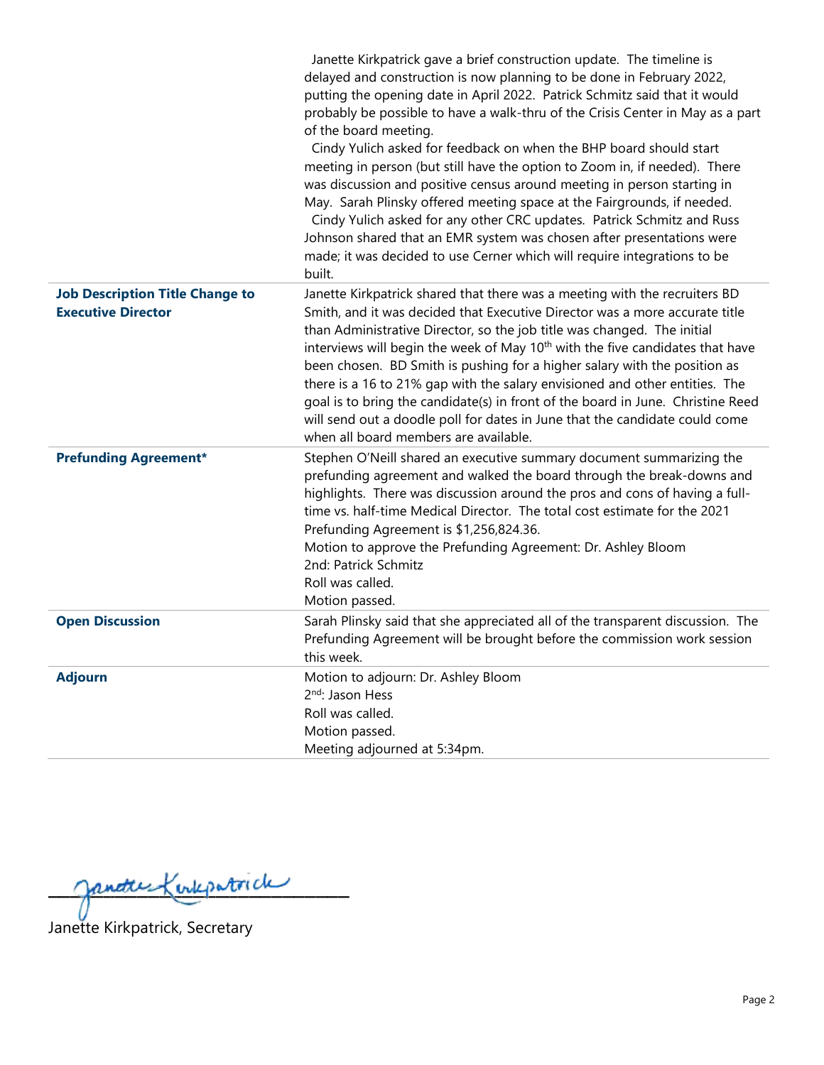| | |
|---|---|
| | Janette Kirkpatrick gave a brief construction update. The timeline is delayed and construction is now planning to be done in February 2022, putting the opening date in April 2022. Patrick Schmitz said that it would probably be possible to have a walk-thru of the Crisis Center in May as a part of the board meeting.<br>Cindy Yulich asked for feedback on when the BHP board should start meeting in person (but still have the option to Zoom in, if needed). There was discussion and positive census around meeting in person starting in May. Sarah Plinsky offered meeting space at the Fairgrounds, if needed.<br>Cindy Yulich asked for any other CRC updates. Patrick Schmitz and Russ Johnson shared that an EMR system was chosen after presentations were made; it was decided to use Cerner which will require integrations to be built. |
| **Job Description Title Change to Executive Director** | Janette Kirkpatrick shared that there was a meeting with the recruiters BD Smith, and it was decided that Executive Director was a more accurate title than Administrative Director, so the job title was changed. The initial interviews will begin the week of May 10th with the five candidates that have been chosen. BD Smith is pushing for a higher salary with the position as there is a 16 to 21% gap with the salary envisioned and other entities. The goal is to bring the candidate(s) in front of the board in June. Christine Reed will send out a doodle poll for dates in June that the candidate could come when all board members are available. |
| **Prefunding Agreement*** | Stephen O'Neill shared an executive summary document summarizing the prefunding agreement and walked the board through the break-downs and highlights. There was discussion around the pros and cons of having a full-time vs. half-time Medical Director. The total cost estimate for the 2021 Prefunding Agreement is $1,256,824.36.<br>Motion to approve the Prefunding Agreement: Dr. Ashley Bloom<br>2nd: Patrick Schmitz<br>Roll was called.<br>Motion passed. |
| **Open Discussion** | Sarah Plinsky said that she appreciated all of the transparent discussion. The Prefunding Agreement will be brought before the commission work session this week. |
| **Adjourn** | Motion to adjourn: Dr. Ashley Bloom<br>2nd: Jason Hess<br>Roll was called.<br>Motion passed.<br>Meeting adjourned at 5:34pm. |

Janette Kirkpatrick

Janette Kirkpatrick, Secretary